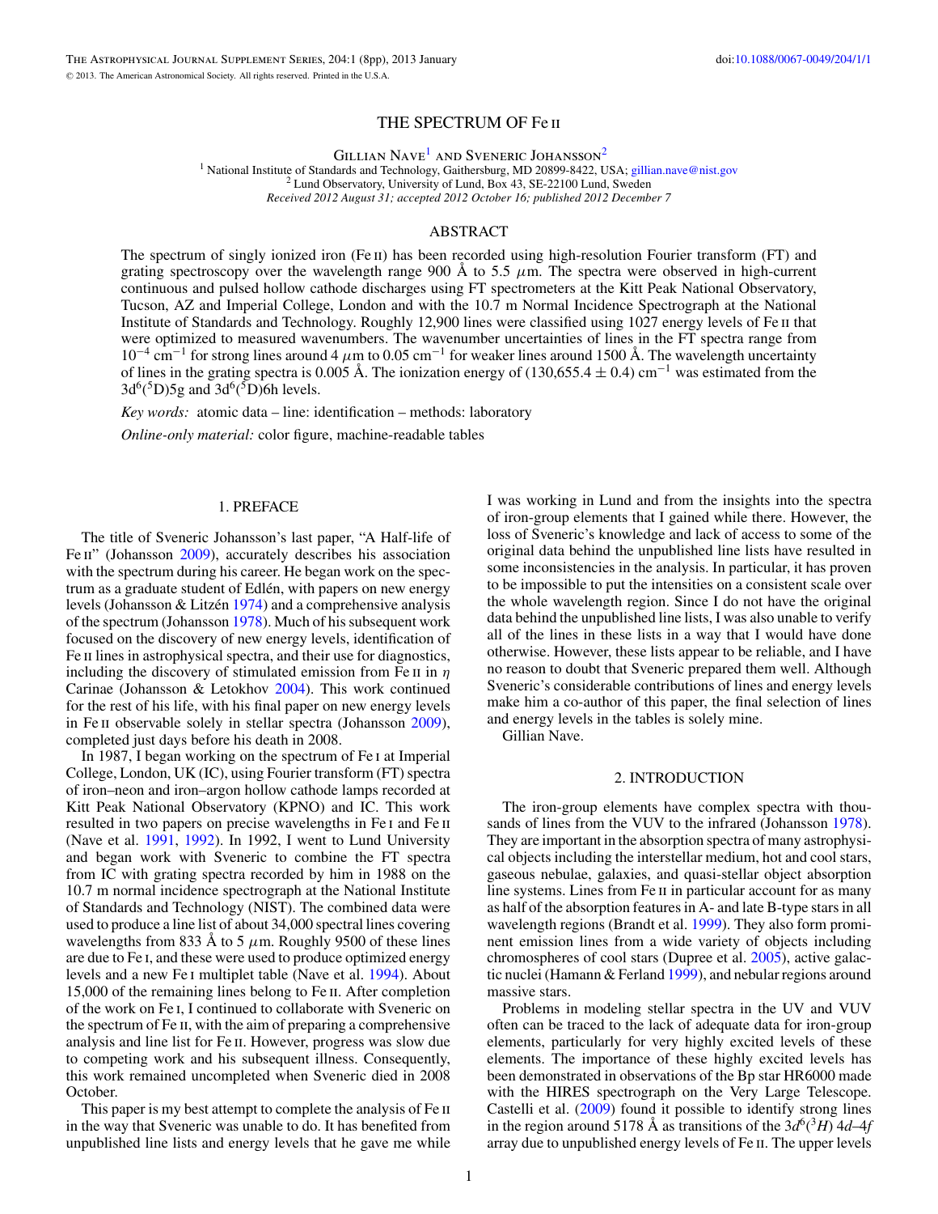# THE SPECTRUM OF Fe II

Gillian Nave[1] and Sveneric Johansson[2]

[1] National Institute of Standards and Technology, Gaithersburg, MD 20899-8422, USA; gillian.nave@nist.gov
[2] Lund Observatory, University of Lund, Box 43, SE-22100 Lund, Sweden

*Received 2012 August 31; accepted 2012 October 16; published 2012 December 7*

## ABSTRACT

The spectrum of singly ionized iron (Fe II) has been recorded using high-resolution Fourier transform (FT) and grating spectroscopy over the wavelength range 900 Å to 5.5 $\mu$m. The spectra were observed in high-current continuous and pulsed hollow cathode discharges using FT spectrometers at the Kitt Peak National Observatory, Tucson, AZ and Imperial College, London and with the 10.7 m Normal Incidence Spectrograph at the National Institute of Standards and Technology. Roughly 12,900 lines were classified using 1027 energy levels of Fe II that were optimized to measured wavenumbers. The wavenumber uncertainties of lines in the FT spectra range from $10^{-4}$ cm$^{-1}$ for strong lines around 4 $\mu$m to 0.05 cm$^{-1}$ for weaker lines around 1500 Å. The wavelength uncertainty of lines in the grating spectra is 0.005 Å. The ionization energy of (130,655.4 ± 0.4) cm$^{-1}$ was estimated from the 3d$^6$($^5$D)5g and 3d$^6$($^5$D)6h levels.

*Key words:* atomic data – line: identification – methods: laboratory

*Online-only material:* color figure, machine-readable tables

## 1. PREFACE

The title of Sveneric Johansson's last paper, "A Half-life of Fe II" (Johansson 2009), accurately describes his association with the spectrum during his career. He began work on the spectrum as a graduate student of Edlén, with papers on new energy levels (Johansson & Litzén 1974) and a comprehensive analysis of the spectrum (Johansson 1978). Much of his subsequent work focused on the discovery of new energy levels, identification of Fe II lines in astrophysical spectra, and their use for diagnostics, including the discovery of stimulated emission from Fe II in $\eta$ Carinae (Johansson & Letokhov 2004). This work continued for the rest of his life, with his final paper on new energy levels in Fe II observable solely in stellar spectra (Johansson 2009), completed just days before his death in 2008.

In 1987, I began working on the spectrum of Fe I at Imperial College, London, UK (IC), using Fourier transform (FT) spectra of iron–neon and iron–argon hollow cathode lamps recorded at Kitt Peak National Observatory (KPNO) and IC. This work resulted in two papers on precise wavelengths in Fe I and Fe II (Nave et al. 1991, 1992). In 1992, I went to Lund University and began work with Sveneric to combine the FT spectra from IC with grating spectra recorded by him in 1988 on the 10.7 m normal incidence spectrograph at the National Institute of Standards and Technology (NIST). The combined data were used to produce a line list of about 34,000 spectral lines covering wavelengths from 833 Å to 5 $\mu$m. Roughly 9500 of these lines are due to Fe I, and these were used to produce optimized energy levels and a new Fe I multiplet table (Nave et al. 1994). About 15,000 of the remaining lines belong to Fe II. After completion of the work on Fe I, I continued to collaborate with Sveneric on the spectrum of Fe II, with the aim of preparing a comprehensive analysis and line list for Fe II. However, progress was slow due to competing work and his subsequent illness. Consequently, this work remained uncompleted when Sveneric died in 2008 October.

This paper is my best attempt to complete the analysis of Fe II in the way that Sveneric was unable to do. It has benefited from unpublished line lists and energy levels that he gave me while I was working in Lund and from the insights into the spectra of iron-group elements that I gained while there. However, the loss of Sveneric's knowledge and lack of access to some of the original data behind the unpublished line lists have resulted in some inconsistencies in the analysis. In particular, it has proven to be impossible to put the intensities on a consistent scale over the whole wavelength region. Since I do not have the original data behind the unpublished line lists, I was also unable to verify all of the lines in these lists in a way that I would have done otherwise. However, these lists appear to be reliable, and I have no reason to doubt that Sveneric prepared them well. Although Sveneric's considerable contributions of lines and energy levels make him a co-author of this paper, the final selection of lines and energy levels in the tables is solely mine.

Gillian Nave.

## 2. INTRODUCTION

The iron-group elements have complex spectra with thousands of lines from the VUV to the infrared (Johansson 1978). They are important in the absorption spectra of many astrophysical objects including the interstellar medium, hot and cool stars, gaseous nebulae, galaxies, and quasi-stellar object absorption line systems. Lines from Fe II in particular account for as many as half of the absorption features in A- and late B-type stars in all wavelength regions (Brandt et al. 1999). They also form prominent emission lines from a wide variety of objects including chromospheres of cool stars (Dupree et al. 2005), active galactic nuclei (Hamann & Ferland 1999), and nebular regions around massive stars.

Problems in modeling stellar spectra in the UV and VUV often can be traced to the lack of adequate data for iron-group elements, particularly for very highly excited levels of these elements. The importance of these highly excited levels has been demonstrated in observations of the Bp star HR6000 made with the HIRES spectrograph on the Very Large Telescope. Castelli et al. (2009) found it possible to identify strong lines in the region around 5178 Å as transitions of the $3d^6(^3H)$ $4d$–$4f$ array due to unpublished energy levels of Fe II. The upper levels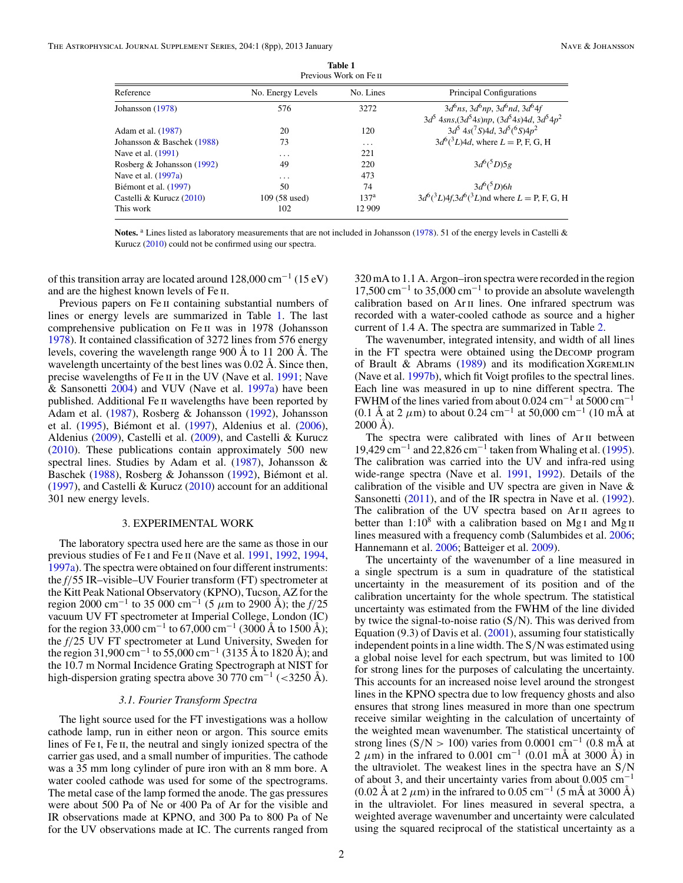**Table 1**
Previous Work on Fe II

| Reference | No. Energy Levels | No. Lines | Principal Configurations |
|---|---|---|---|
| Johansson (1978) | 576 | 3272 | $3d^6ns$, $3d^6np$, $3d^6nd$, $3d^64f$ $3d^5\,4sns$,$(3d^54s)np$, $(3d^54s)4d$, $3d^54p^2$ |
| Adam et al. (1987) | 20 | 120 | $3d^5\,4s(^7S)4d$, $3d^5(^6S)4p^2$ |
| Johansson & Baschek (1988) | 73 | ... | $3d^6(^3L)4d$, where $L$ = P, F, G, H |
| Nave et al. (1991) | ... | 221 | |
| Rosberg & Johansson (1992) | 49 | 220 | $3d^6(^5D)5g$ |
| Nave et al. (1997a) | ... | 473 | |
| Biémont et al. (1997) | 50 | 74 | $3d^6(^5D)6h$ |
| Castelli & Kurucz (2010) | 109 (58 used) | 137[a] | $3d^6(^3L)4f$,$3d^6(^3L)$nd where $L$ = P, F, G, H |
| This work | 102 | 12 909 | |

**Notes.** [a] Lines listed as laboratory measurements that are not included in Johansson (1978). 51 of the energy levels in Castelli & Kurucz (2010) could not be confirmed using our spectra.

of this transition array are located around 128,000 cm$^{-1}$ (15 eV) and are the highest known levels of Fe II.

Previous papers on Fe II containing substantial numbers of lines or energy levels are summarized in Table 1. The last comprehensive publication on Fe II was in 1978 (Johansson 1978). It contained classification of 3272 lines from 576 energy levels, covering the wavelength range 900 Å to 11 200 Å. The wavelength uncertainty of the best lines was 0.02 Å. Since then, precise wavelengths of Fe II in the UV (Nave et al. 1991; Nave & Sansonetti 2004) and VUV (Nave et al. 1997a) have been published. Additional Fe II wavelengths have been reported by Adam et al. (1987), Rosberg & Johansson (1992), Johansson et al. (1995), Biémont et al. (1997), Aldenius et al. (2006), Aldenius (2009), Castelli et al. (2009), and Castelli & Kurucz (2010). These publications contain approximately 500 new spectral lines. Studies by Adam et al. (1987), Johansson & Baschek (1988), Rosberg & Johansson (1992), Biémont et al. (1997), and Castelli & Kurucz (2010) account for an additional 301 new energy levels.

## 3. EXPERIMENTAL WORK

The laboratory spectra used here are the same as those in our previous studies of Fe I and Fe II (Nave et al. 1991, 1992, 1994, 1997a). The spectra were obtained on four different instruments: the $f/55$ IR–visible–UV Fourier transform (FT) spectrometer at the Kitt Peak National Observatory (KPNO), Tucson, AZ for the region 2000 cm$^{-1}$ to 35 000 cm$^{-1}$ (5 $\mu$m to 2900 Å); the $f/25$ vacuum UV FT spectrometer at Imperial College, London (IC) for the region 33,000 cm$^{-1}$ to 67,000 cm$^{-1}$ (3000 Å to 1500 Å); the $f/25$ UV FT spectrometer at Lund University, Sweden for the region 31,900 cm$^{-1}$ to 55,000 cm$^{-1}$ (3135 Å to 1820 Å); and the 10.7 m Normal Incidence Grating Spectrograph at NIST for high-dispersion grating spectra above 30 770 cm$^{-1}$ (<3250 Å).

### 3.1. Fourier Transform Spectra

The light source used for the FT investigations was a hollow cathode lamp, run in either neon or argon. This source emits lines of Fe I, Fe II, the neutral and singly ionized spectra of the carrier gas used, and a small number of impurities. The cathode was a 35 mm long cylinder of pure iron with an 8 mm bore. A water cooled cathode was used for some of the spectrograms. The metal case of the lamp formed the anode. The gas pressures were about 500 Pa of Ne or 400 Pa of Ar for the visible and IR observations made at KPNO, and 300 Pa to 800 Pa of Ne for the UV observations made at IC. The currents ranged from 320 mA to 1.1 A. Argon–iron spectra were recorded in the region 17,500 cm$^{-1}$ to 35,000 cm$^{-1}$ to provide an absolute wavelength calibration based on Ar II lines. One infrared spectrum was recorded with a water-cooled cathode as source and a higher current of 1.4 A. The spectra are summarized in Table 2.

The wavenumber, integrated intensity, and width of all lines in the FT spectra were obtained using the DECOMP program of Brault & Abrams (1989) and its modification XGREMLIN (Nave et al. 1997b), which fit Voigt profiles to the spectral lines. Each line was measured in up to nine different spectra. The FWHM of the lines varied from about 0.024 cm$^{-1}$ at 5000 cm$^{-1}$ (0.1 Å at 2 $\mu$m) to about 0.24 cm$^{-1}$ at 50,000 cm$^{-1}$ (10 mÅ at 2000 Å).

The spectra were calibrated with lines of Ar II between 19,429 cm$^{-1}$ and 22,826 cm$^{-1}$ taken from Whaling et al. (1995). The calibration was carried into the UV and infra-red using wide-range spectra (Nave et al. 1991, 1992). Details of the calibration of the visible and UV spectra are given in Nave & Sansonetti (2011), and of the IR spectra in Nave et al. (1992). The calibration of the UV spectra based on Ar II agrees to better than 1:10$^8$ with a calibration based on Mg I and Mg II lines measured with a frequency comb (Salumbides et al. 2006; Hannemann et al. 2006; Batteiger et al. 2009).

The uncertainty of the wavenumber of a line measured in a single spectrum is a sum in quadrature of the statistical uncertainty in the measurement of its position and of the calibration uncertainty for the whole spectrum. The statistical uncertainty was estimated from the FWHM of the line divided by twice the signal-to-noise ratio (S/N). This was derived from Equation (9.3) of Davis et al. (2001), assuming four statistically independent points in a line width. The S/N was estimated using a global noise level for each spectrum, but was limited to 100 for strong lines for the purposes of calculating the uncertainty. This accounts for an increased noise level around the strongest lines in the KPNO spectra due to low frequency ghosts and also ensures that strong lines measured in more than one spectrum receive similar weighting in the calculation of uncertainty of the weighted mean wavenumber. The statistical uncertainty of strong lines (S/N > 100) varies from 0.0001 cm$^{-1}$ (0.8 mÅ at 2 $\mu$m) in the infrared to 0.001 cm$^{-1}$ (0.01 mÅ at 3000 Å) in the ultraviolet. The weakest lines in the spectra have an S/N of about 3, and their uncertainty varies from about 0.005 cm$^{-1}$ (0.02 Å at 2 $\mu$m) in the infrared to 0.05 cm$^{-1}$ (5 mÅ at 3000 Å) in the ultraviolet. For lines measured in several spectra, a weighted average wavenumber and uncertainty were calculated using the squared reciprocal of the statistical uncertainty as a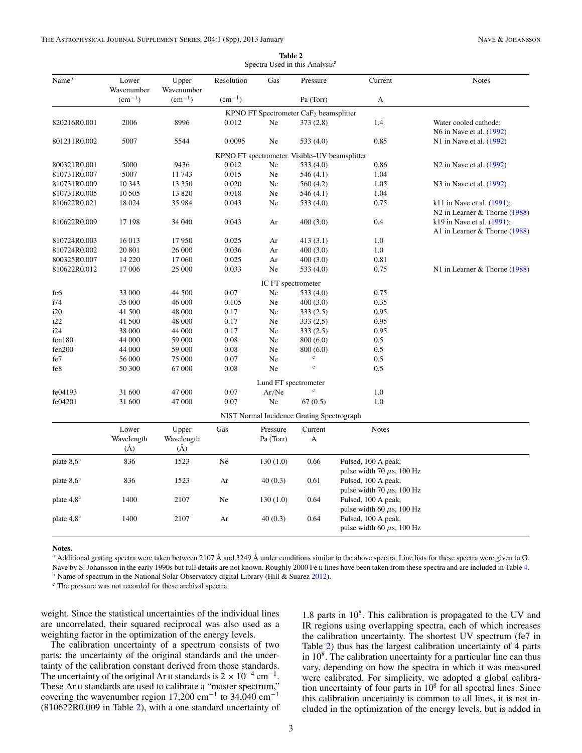**Table 2**
Spectra Used in this Analysis[a]

| Name[b] | Lower Wavenumber ($cm^{-1}$) | Upper Wavenumber ($cm^{-1}$) | Resolution ($cm^{-1}$) | Gas | Pressure Pa (Torr) | Current A | Notes |
|---|---|---|---|---|---|---|---|
| KPNO FT Spectrometer $CaF_2$ beamsplitter | | | | | | | |
| 820216R0.001 | 2006 | 8996 | 0.012 | Ne | 373 (2.8) | 1.4 | Water cooled cathode; N6 in Nave et al. (1992) |
| 801211R0.002 | 5007 | 5544 | 0.0095 | Ne | 533 (4.0) | 0.85 | N1 in Nave et al. (1992) |
| KPNO FT spectrometer. Visible–UV beamsplitter | | | | | | | |
| 800321R0.001 | 5000 | 9436 | 0.012 | Ne | 533 (4.0) | 0.86 | N2 in Nave et al. (1992) |
| 810731R0.007 | 5007 | 11 743 | 0.015 | Ne | 546 (4.1) | 1.04 | |
| 810731R0.009 | 10 343 | 13 350 | 0.020 | Ne | 560 (4.2) | 1.05 | N3 in Nave et al. (1992) |
| 810731R0.005 | 10 505 | 13 820 | 0.018 | Ne | 546 (4.1) | 1.04 | |
| 810622R0.021 | 18 024 | 35 984 | 0.043 | Ne | 533 (4.0) | 0.75 | k11 in Nave et al. (1991); N2 in Learner & Thorne (1988) |
| 810622R0.009 | 17 198 | 34 040 | 0.043 | Ar | 400 (3.0) | 0.4 | k19 in Nave et al. (1991); A1 in Learner & Thorne (1988) |
| 810724R0.003 | 16 013 | 17 950 | 0.025 | Ar | 413 (3.1) | 1.0 | |
| 810724R0.002 | 20 801 | 26 000 | 0.036 | Ar | 400 (3.0) | 1.0 | |
| 800325R0.007 | 14 220 | 17 060 | 0.025 | Ar | 400 (3.0) | 0.81 | |
| 810622R0.012 | 17 006 | 25 000 | 0.033 | Ne | 533 (4.0) | 0.75 | N1 in Learner & Thorne (1988) |
| IC FT spectrometer | | | | | | | |
| fe6 | 33 000 | 44 500 | 0.07 | Ne | 533 (4.0) | 0.75 | |
| i74 | 35 000 | 46 000 | 0.105 | Ne | 400 (3.0) | 0.35 | |
| i20 | 41 500 | 48 000 | 0.17 | Ne | 333 (2.5) | 0.95 | |
| i22 | 41 500 | 48 000 | 0.17 | Ne | 333 (2.5) | 0.95 | |
| i24 | 38 000 | 44 000 | 0.17 | Ne | 333 (2.5) | 0.95 | |
| fen180 | 44 000 | 59 000 | 0.08 | Ne | 800 (6.0) | 0.5 | |
| fen200 | 44 000 | 59 000 | 0.08 | Ne | 800 (6.0) | 0.5 | |
| fe7 | 56 000 | 75 000 | 0.07 | Ne | [c] | 0.5 | |
| fe8 | 50 300 | 67 000 | 0.08 | Ne | [c] | 0.5 | |
| Lund FT spectrometer | | | | | | | |
| fe04193 | 31 600 | 47 000 | 0.07 | Ar/Ne | [c] | 1.0 | |
| fe04201 | 31 600 | 47 000 | 0.07 | Ne | 67 (0.5) | 1.0 | |

NIST Normal Incidence Grating Spectrograph

| | Lower Wavelength (Å) | Upper Wavelength (Å) | Gas | Pressure Pa (Torr) | Current A | Notes |
|---|---|---|---|---|---|---|
| plate 8,6° | 836 | 1523 | Ne | 130 (1.0) | 0.66 | Pulsed, 100 A peak, pulse width 70 $\mu$s, 100 Hz |
| plate 8,6° | 836 | 1523 | Ar | 40 (0.3) | 0.61 | Pulsed, 100 A peak, pulse width 70 $\mu$s, 100 Hz |
| plate 4,8° | 1400 | 2107 | Ne | 130 (1.0) | 0.64 | Pulsed, 100 A peak, pulse width 60 $\mu$s, 100 Hz |
| plate 4,8° | 1400 | 2107 | Ar | 40 (0.3) | 0.64 | Pulsed, 100 A peak, pulse width 60 $\mu$s, 100 Hz |

**Notes.**
[a] Additional grating spectra were taken between 2107 Å and 3249 Å under conditions similar to the above spectra. Line lists for these spectra were given to G. Nave by S. Johansson in the early 1990s but full details are not known. Roughly 2000 Fe II lines have been taken from these spectra and are included in Table 4.
[b] Name of spectrum in the National Solar Observatory digital Library (Hill & Suarez 2012).
[c] The pressure was not recorded for these archival spectra.

weight. Since the statistical uncertainties of the individual lines are uncorrelated, their squared reciprocal was also used as a weighting factor in the optimization of the energy levels.

The calibration uncertainty of a spectrum consists of two parts: the uncertainty of the original standards and the uncertainty of the calibration constant derived from those standards. The uncertainty of the original Ar II standards is $2 \times 10^{-4}$ $cm^{-1}$. These Ar II standards are used to calibrate a "master spectrum," covering the wavenumber region 17,200 $cm^{-1}$ to 34,040 $cm^{-1}$ (810622R0.009 in Table 2), with a one standard uncertainty of 1.8 parts in $10^8$. This calibration is propagated to the UV and IR regions using overlapping spectra, each of which increases the calibration uncertainty. The shortest UV spectrum (fe7 in Table 2) thus has the largest calibration uncertainty of 4 parts in $10^8$. The calibration uncertainty for a particular line can thus vary, depending on how the spectra in which it was measured were calibrated. For simplicity, we adopted a global calibration uncertainty of four parts in $10^8$ for all spectral lines. Since this calibration uncertainty is common to all lines, it is not included in the optimization of the energy levels, but is added in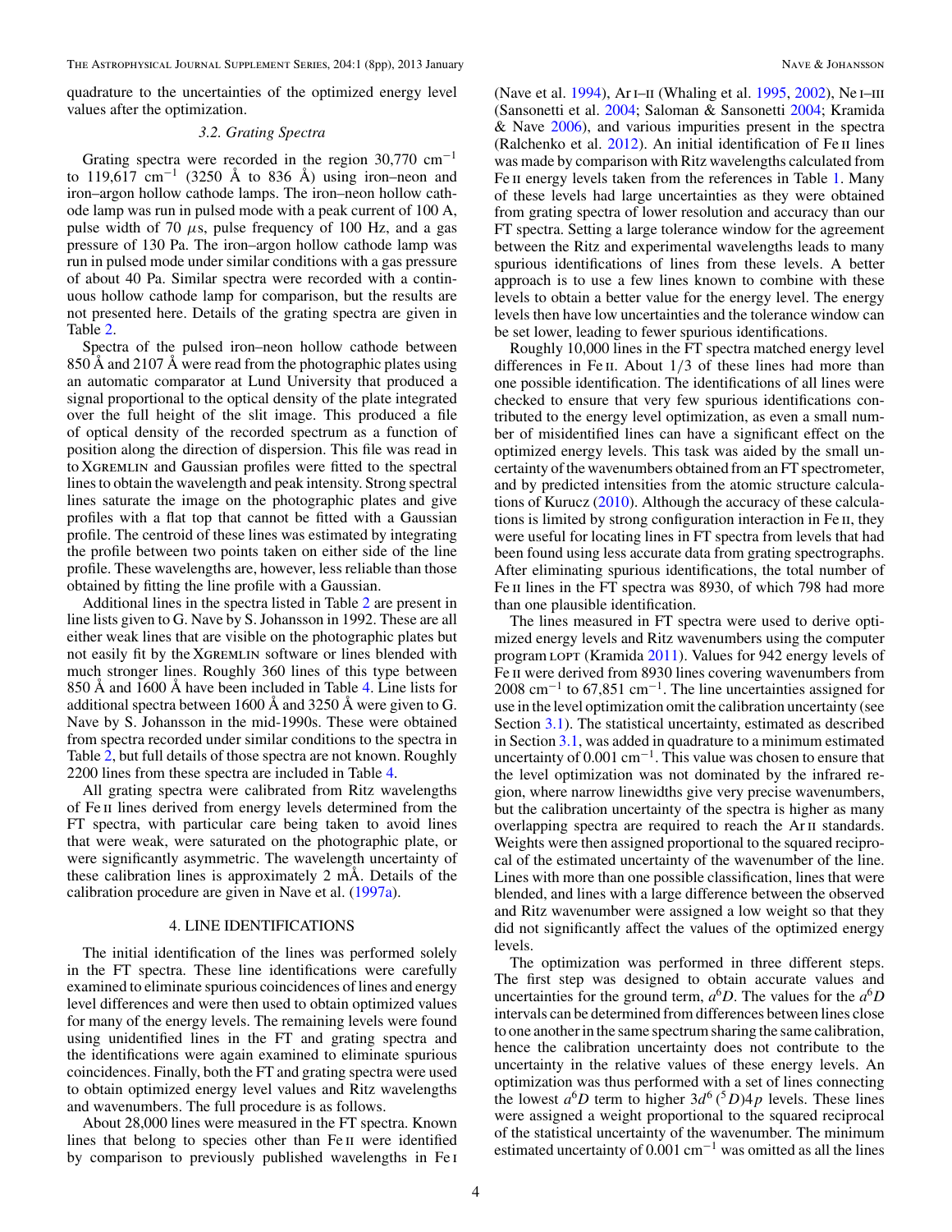quadrature to the uncertainties of the optimized energy level values after the optimization.

### 3.2. Grating Spectra

Grating spectra were recorded in the region 30,770 $\mathrm{cm}^{-1}$ to 119,617 $\mathrm{cm}^{-1}$ (3250 Å to 836 Å) using iron–neon and iron–argon hollow cathode lamps. The iron–neon hollow cathode lamp was run in pulsed mode with a peak current of 100 A, pulse width of 70 $\mu$s, pulse frequency of 100 Hz, and a gas pressure of 130 Pa. The iron–argon hollow cathode lamp was run in pulsed mode under similar conditions with a gas pressure of about 40 Pa. Similar spectra were recorded with a continuous hollow cathode lamp for comparison, but the results are not presented here. Details of the grating spectra are given in Table 2.

Spectra of the pulsed iron–neon hollow cathode between 850 Å and 2107 Å were read from the photographic plates using an automatic comparator at Lund University that produced a signal proportional to the optical density of the plate integrated over the full height of the slit image. This produced a file of optical density of the recorded spectrum as a function of position along the direction of dispersion. This file was read in to XGREMLIN and Gaussian profiles were fitted to the spectral lines to obtain the wavelength and peak intensity. Strong spectral lines saturate the image on the photographic plates and give profiles with a flat top that cannot be fitted with a Gaussian profile. The centroid of these lines was estimated by integrating the profile between two points taken on either side of the line profile. These wavelengths are, however, less reliable than those obtained by fitting the line profile with a Gaussian.

Additional lines in the spectra listed in Table 2 are present in line lists given to G. Nave by S. Johansson in 1992. These are all either weak lines that are visible on the photographic plates but not easily fit by the XGREMLIN software or lines blended with much stronger lines. Roughly 360 lines of this type between 850 Å and 1600 Å have been included in Table 4. Line lists for additional spectra between 1600 Å and 3250 Å were given to G. Nave by S. Johansson in the mid-1990s. These were obtained from spectra recorded under similar conditions to the spectra in Table 2, but full details of those spectra are not known. Roughly 2200 lines from these spectra are included in Table 4.

All grating spectra were calibrated from Ritz wavelengths of Fe II lines derived from energy levels determined from the FT spectra, with particular care being taken to avoid lines that were weak, were saturated on the photographic plate, or were significantly asymmetric. The wavelength uncertainty of these calibration lines is approximately 2 mÅ. Details of the calibration procedure are given in Nave et al. (1997a).

## 4. LINE IDENTIFICATIONS

The initial identification of the lines was performed solely in the FT spectra. These line identifications were carefully examined to eliminate spurious coincidences of lines and energy level differences and were then used to obtain optimized values for many of the energy levels. The remaining levels were found using unidentified lines in the FT and grating spectra and the identifications were again examined to eliminate spurious coincidences. Finally, both the FT and grating spectra were used to obtain optimized energy level values and Ritz wavelengths and wavenumbers. The full procedure is as follows.

About 28,000 lines were measured in the FT spectra. Known lines that belong to species other than Fe II were identified by comparison to previously published wavelengths in Fe I (Nave et al. 1994), Ar I–II (Whaling et al. 1995, 2002), Ne I–III (Sansonetti et al. 2004; Saloman & Sansonetti 2004; Kramida & Nave 2006), and various impurities present in the spectra (Ralchenko et al. 2012). An initial identification of Fe II lines was made by comparison with Ritz wavelengths calculated from Fe II energy levels taken from the references in Table 1. Many of these levels had large uncertainties as they were obtained from grating spectra of lower resolution and accuracy than our FT spectra. Setting a large tolerance window for the agreement between the Ritz and experimental wavelengths leads to many spurious identifications of lines from these levels. A better approach is to use a few lines known to combine with these levels to obtain a better value for the energy level. The energy levels then have low uncertainties and the tolerance window can be set lower, leading to fewer spurious identifications.

Roughly 10,000 lines in the FT spectra matched energy level differences in Fe II. About 1/3 of these lines had more than one possible identification. The identifications of all lines were checked to ensure that very few spurious identifications contributed to the energy level optimization, as even a small number of misidentified lines can have a significant effect on the optimized energy levels. This task was aided by the small uncertainty of the wavenumbers obtained from an FT spectrometer, and by predicted intensities from the atomic structure calculations of Kurucz (2010). Although the accuracy of these calculations is limited by strong configuration interaction in Fe II, they were useful for locating lines in FT spectra from levels that had been found using less accurate data from grating spectrographs. After eliminating spurious identifications, the total number of Fe II lines in the FT spectra was 8930, of which 798 had more than one plausible identification.

The lines measured in FT spectra were used to derive optimized energy levels and Ritz wavenumbers using the computer program LOPT (Kramida 2011). Values for 942 energy levels of Fe II were derived from 8930 lines covering wavenumbers from 2008 $\mathrm{cm}^{-1}$ to 67,851 $\mathrm{cm}^{-1}$. The line uncertainties assigned for use in the level optimization omit the calibration uncertainty (see Section 3.1). The statistical uncertainty, estimated as described in Section 3.1, was added in quadrature to a minimum estimated uncertainty of 0.001 $\mathrm{cm}^{-1}$. This value was chosen to ensure that the level optimization was not dominated by the infrared region, where narrow linewidths give very precise wavenumbers, but the calibration uncertainty of the spectra is higher as many overlapping spectra are required to reach the Ar II standards. Weights were then assigned proportional to the squared reciprocal of the estimated uncertainty of the wavenumber of the line. Lines with more than one possible classification, lines that were blended, and lines with a large difference between the observed and Ritz wavenumber were assigned a low weight so that they did not significantly affect the values of the optimized energy levels.

The optimization was performed in three different steps. The first step was designed to obtain accurate values and uncertainties for the ground term, $a^6D$. The values for the $a^6D$ intervals can be determined from differences between lines close to one another in the same spectrum sharing the same calibration, hence the calibration uncertainty does not contribute to the uncertainty in the relative values of these energy levels. An optimization was thus performed with a set of lines connecting the lowest $a^6D$ term to higher $3d^6\,(^5D)4p$ levels. These lines were assigned a weight proportional to the squared reciprocal of the statistical uncertainty of the wavenumber. The minimum estimated uncertainty of 0.001 $\mathrm{cm}^{-1}$ was omitted as all the lines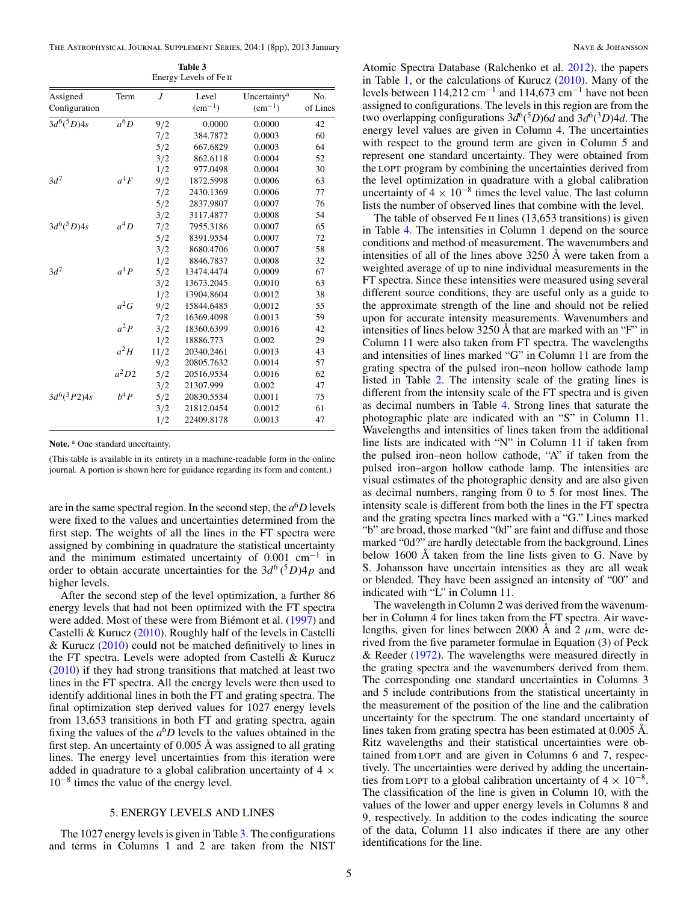**Table 3**
Energy Levels of Fe II

| Assigned Configuration | Term | $J$ | Level ($cm^{-1}$) | Uncertainty[a] ($cm^{-1}$) | No. of Lines |
|---|---|---|---|---|---|
| $3d^6(^5D)4s$ | $a^6D$ | 9/2 | 0.0000 | 0.0000 | 42 |
| | | 7/2 | 384.7872 | 0.0003 | 60 |
| | | 5/2 | 667.6829 | 0.0003 | 64 |
| | | 3/2 | 862.6118 | 0.0004 | 52 |
| | | 1/2 | 977.0498 | 0.0004 | 30 |
| $3d^7$ | $a^4F$ | 9/2 | 1872.5998 | 0.0006 | 63 |
| | | 7/2 | 2430.1369 | 0.0006 | 77 |
| | | 5/2 | 2837.9807 | 0.0007 | 76 |
| | | 3/2 | 3117.4877 | 0.0008 | 54 |
| $3d^6(^5D)4s$ | $a^4D$ | 7/2 | 7955.3186 | 0.0007 | 65 |
| | | 5/2 | 8391.9554 | 0.0007 | 72 |
| | | 3/2 | 8680.4706 | 0.0007 | 58 |
| | | 1/2 | 8846.7837 | 0.0008 | 32 |
| $3d^7$ | $a^4P$ | 5/2 | 13474.4474 | 0.0009 | 67 |
| | | 3/2 | 13673.2045 | 0.0010 | 63 |
| | | 1/2 | 13904.8604 | 0.0012 | 38 |
| | $a^2G$ | 9/2 | 15844.6485 | 0.0012 | 55 |
| | | 7/2 | 16369.4098 | 0.0013 | 59 |
| | $a^2P$ | 3/2 | 18360.6399 | 0.0016 | 42 |
| | | 1/2 | 18886.773 | 0.002 | 29 |
| | $a^2H$ | 11/2 | 20340.2461 | 0.0013 | 43 |
| | | 9/2 | 20805.7632 | 0.0014 | 57 |
| | $a^2D2$ | 5/2 | 20516.9534 | 0.0016 | 62 |
| | | 3/2 | 21307.999 | 0.002 | 47 |
| $3d^6(^3P2)4s$ | $b^4P$ | 5/2 | 20830.5534 | 0.0011 | 75 |
| | | 3/2 | 21812.0454 | 0.0012 | 61 |
| | | 1/2 | 22409.8178 | 0.0013 | 47 |

**Note.** [a] One standard uncertainty.

(This table is available in its entirety in a machine-readable form in the online journal. A portion is shown here for guidance regarding its form and content.)

are in the same spectral region. In the second step, the $a^6D$ levels were fixed to the values and uncertainties determined from the first step. The weights of all the lines in the FT spectra were assigned by combining in quadrature the statistical uncertainty and the minimum estimated uncertainty of 0.001 $cm^{-1}$ in order to obtain accurate uncertainties for the $3d^6\,(^5D)4p$ and higher levels.

After the second step of the level optimization, a further 86 energy levels that had not been optimized with the FT spectra were added. Most of these were from Biémont et al. (1997) and Castelli & Kurucz (2010). Roughly half of the levels in Castelli & Kurucz (2010) could not be matched definitively to lines in the FT spectra. Levels were adopted from Castelli & Kurucz (2010) if they had strong transitions that matched at least two lines in the FT spectra. All the energy levels were then used to identify additional lines in both the FT and grating spectra. The final optimization step derived values for 1027 energy levels from 13,653 transitions in both FT and grating spectra, again fixing the values of the $a^6D$ levels to the values obtained in the first step. An uncertainty of 0.005 Å was assigned to all grating lines. The energy level uncertainties from this iteration were added in quadrature to a global calibration uncertainty of $4 \times 10^{-8}$ times the value of the energy level.

## 5. ENERGY LEVELS AND LINES

The 1027 energy levels is given in Table 3. The configurations and terms in Columns 1 and 2 are taken from the NIST Atomic Spectra Database (Ralchenko et al. 2012), the papers in Table 1, or the calculations of Kurucz (2010). Many of the levels between 114,212 $cm^{-1}$ and 114,673 $cm^{-1}$ have not been assigned to configurations. The levels in this region are from the two overlapping configurations $3d^6(^5D)6d$ and $3d^6(^3D)4d$. The energy level values are given in Column 4. The uncertainties with respect to the ground term are given in Column 5 and represent one standard uncertainty. They were obtained from the LOPT program by combining the uncertainties derived from the level optimization in quadrature with a global calibration uncertainty of $4 \times 10^{-8}$ times the level value. The last column lists the number of observed lines that combine with the level.

The table of observed Fe II lines (13,653 transitions) is given in Table 4. The intensities in Column 1 depend on the source conditions and method of measurement. The wavenumbers and intensities of all of the lines above 3250 Å were taken from a weighted average of up to nine individual measurements in the FT spectra. Since these intensities were measured using several different source conditions, they are useful only as a guide to the approximate strength of the line and should not be relied upon for accurate intensity measurements. Wavenumbers and intensities of lines below 3250 Å that are marked with an "F" in Column 11 were also taken from FT spectra. The wavelengths and intensities of lines marked "G" in Column 11 are from the grating spectra of the pulsed iron–neon hollow cathode lamp listed in Table 2. The intensity scale of the grating lines is different from the intensity scale of the FT spectra and is given as decimal numbers in Table 4. Strong lines that saturate the photographic plate are indicated with an "S" in Column 11. Wavelengths and intensities of lines taken from the additional line lists are indicated with "N" in Column 11 if taken from the pulsed iron–neon hollow cathode, "A" if taken from the pulsed iron–argon hollow cathode lamp. The intensities are visual estimates of the photographic density and are also given as decimal numbers, ranging from 0 to 5 for most lines. The intensity scale is different from both the lines in the FT spectra and the grating spectra lines marked with a "G." Lines marked "b" are broad, those marked "0d" are faint and diffuse and those marked "0d?" are hardly detectable from the background. Lines below 1600 Å taken from the line lists given to G. Nave by S. Johansson have uncertain intensities as they are all weak or blended. They have been assigned an intensity of "00" and indicated with "L" in Column 11.

The wavelength in Column 2 was derived from the wavenumber in Column 4 for lines taken from the FT spectra. Air wavelengths, given for lines between 2000 Å and 2 $\mu$m, were derived from the five parameter formulae in Equation (3) of Peck & Reeder (1972). The wavelengths were measured directly in the grating spectra and the wavenumbers derived from them. The corresponding one standard uncertainties in Columns 3 and 5 include contributions from the statistical uncertainty in the measurement of the position of the line and the calibration uncertainty for the spectrum. The one standard uncertainty of lines taken from grating spectra has been estimated at 0.005 Å. Ritz wavelengths and their statistical uncertainties were obtained from LOPT and are given in Columns 6 and 7, respectively. The uncertainties were derived by adding the uncertainties from LOPT to a global calibration uncertainty of $4 \times 10^{-8}$. The classification of the line is given in Column 10, with the values of the lower and upper energy levels in Columns 8 and 9, respectively. In addition to the codes indicating the source of the data, Column 11 also indicates if there are any other identifications for the line.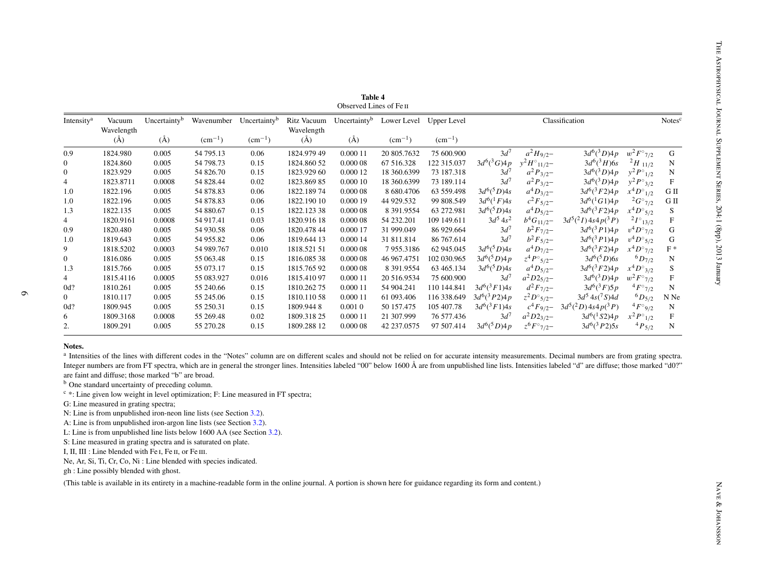**Table 4**
Observed Lines of Fe II

| Intensity[a] | Vacuum Wavelength (Å) | Uncertainty[b] (Å) | Wavenumber (cm$^{-1}$) | Uncertainty[b] (cm$^{-1}$) | Ritz Vacuum Wavelength (Å) | Uncertainty[b] (Å) | Lower Level (cm$^{-1}$) | Upper Level (cm$^{-1}$) | Classification | | | | Notes[c] |
|---|---|---|---|---|---|---|---|---|---|---|---|---|---|
| 0.9 | 1824.980 | 0.005 | 54 795.13 | 0.06 | 1824.979 49 | 0.000 11 | 20 805.7632 | 75 600.900 | $3d^7$ | $a^2H_{9/2}$– | $3d^6(^3D)4p$ | $w^2F^\circ{}_{7/2}$ | G |
| 0 | 1824.860 | 0.005 | 54 798.73 | 0.15 | 1824.860 52 | 0.000 08 | 67 516.328 | 122 315.037 | $3d^6(^3G)4p$ | $y^2H^\circ{}_{11/2}$– | $3d^6(^3H)6s$ | $^2H_{\ 11/2}$ | N |
| 0 | 1823.929 | 0.005 | 54 826.70 | 0.15 | 1823.929 60 | 0.000 12 | 18 360.6399 | 73 187.318 | $3d^7$ | $a^2P_{3/2}$– | $3d^6(^3D)4p$ | $y^2P^\circ{}_{1/2}$ | N |
| 4 | 1823.8711 | 0.0008 | 54 828.44 | 0.02 | 1823.869 85 | 0.000 10 | 18 360.6399 | 73 189.114 | $3d^7$ | $a^2P_{3/2}$– | $3d^6(^3D)4p$ | $y^2P^\circ{}_{3/2}$ | F |
| 1.0 | 1822.196 | 0.005 | 54 878.83 | 0.06 | 1822.189 74 | 0.000 08 | 8 680.4706 | 63 559.498 | $3d^6(^5D)4s$ | $a^4D_{3/2}$– | $3d^6(^3F2)4p$ | $x^4D^\circ{}_{1/2}$ | G II |
| 1.0 | 1822.196 | 0.005 | 54 878.83 | 0.06 | 1822.190 10 | 0.000 19 | 44 929.532 | 99 808.549 | $3d^6(^1F)4s$ | $c^2F_{5/2}$– | $3d^6(^1G1)4p$ | $^2G^\circ{}_{7/2}$ | G II |
| 1.3 | 1822.135 | 0.005 | 54 880.67 | 0.15 | 1822.123 38 | 0.000 08 | 8 391.9554 | 63 272.981 | $3d^6(^5D)4s$ | $a^4D_{5/2}$– | $3d^6(^3F2)4p$ | $x^4D^\circ{}_{5/2}$ | S |
| 4 | 1820.9161 | 0.0008 | 54 917.41 | 0.03 | 1820.916 18 | 0.000 08 | 54 232.201 | 109 149.611 | $3d^5\,4s^2$ | $b^4G_{11/2}$– | $3d^5(^2I)\,4s4p(^3P)$ | $^2I^\circ{}_{13/2}$ | F |
| 0.9 | 1820.480 | 0.005 | 54 930.58 | 0.06 | 1820.478 44 | 0.000 17 | 31 999.049 | 86 929.664 | $3d^7$ | $b^2F_{7/2}$– | $3d^6(^3P1)4p$ | $v^4D^\circ{}_{7/2}$ | G |
| 1.0 | 1819.643 | 0.005 | 54 955.82 | 0.06 | 1819.644 13 | 0.000 14 | 31 811.814 | 86 767.614 | $3d^7$ | $b^2F_{5/2}$– | $3d^6(^3P1)4p$ | $v^4D^\circ{}_{5/2}$ | G |
| 9 | 1818.5202 | 0.0003 | 54 989.767 | 0.010 | 1818.521 51 | 0.000 08 | 7 955.3186 | 62 945.045 | $3d^6(^5D)4s$ | $a^4D_{7/2}$– | $3d^6(^3F2)4p$ | $x^4D^\circ{}_{7/2}$ | F * |
| 0 | 1816.086 | 0.005 | 55 063.48 | 0.15 | 1816.085 38 | 0.000 08 | 46 967.4751 | 102 030.965 | $3d^6(^5D)4p$ | $z^4P^\circ{}_{5/2}$– | $3d^6(^5D)6s$ | $^6D_{7/2}$ | N |
| 1.3 | 1815.766 | 0.005 | 55 073.17 | 0.15 | 1815.765 92 | 0.000 08 | 8 391.9554 | 63 465.134 | $3d^6(^5D)4s$ | $a^4D_{5/2}$– | $3d^6(^3F2)4p$ | $x^4D^\circ{}_{3/2}$ | S |
| 4 | 1815.4116 | 0.0005 | 55 083.927 | 0.016 | 1815.410 97 | 0.000 11 | 20 516.9534 | 75 600.900 | $3d^7$ | $a^2D2_{5/2}$– | $3d^6(^3D)4p$ | $w^2F^\circ{}_{7/2}$ | F |
| 0d? | 1810.261 | 0.005 | 55 240.66 | 0.15 | 1810.262 75 | 0.000 11 | 54 904.241 | 110 144.841 | $3d^6(^3F1)4s$ | $d^2F_{7/2}$– | $3d^6(^3F)5p$ | $^4F^\circ{}_{7/2}$ | N |
| 0 | 1810.117 | 0.005 | 55 245.06 | 0.15 | 1810.110 58 | 0.000 11 | 61 093.406 | 116 338.649 | $3d^6(^3P2)4p$ | $z^2D^\circ{}_{5/2}$– | $3d^5\,4s(^7S)4d$ | $^6D_{5/2}$ | N Ne |
| 0d? | 1809.945 | 0.005 | 55 250.31 | 0.15 | 1809.944 8 | 0.001 0 | 50 157.475 | 105 407.78 | $3d^6(^3F1)4s$ | $c^4F_{9/2}$– | $3d^5(^2D)\,4s4p(^3P)$ | $^4F^\circ{}_{9/2}$ | N |
| 6 | 1809.3168 | 0.0008 | 55 269.48 | 0.02 | 1809.318 25 | 0.000 11 | 21 307.999 | 76 577.436 | $3d^7$ | $a^2D2_{3/2}$– | $3d^6(^1S2)4p$ | $x^2P^\circ{}_{1/2}$ | F |
| 2. | 1809.291 | 0.005 | 55 270.28 | 0.15 | 1809.288 12 | 0.000 08 | 42 237.0575 | 97 507.414 | $3d^6(^5D)4p$ | $z^6F^\circ{}_{7/2}$– | $3d^6(^3P2)5s$ | $^4P_{5/2}$ | N |

**Notes.**

[a] Intensities of the lines with different codes in the "Notes" column are on different scales and should not be relied on for accurate intensity measurements. Decimal numbers are from grating spectra. Integer numbers are from FT spectra, which are in general the stronger lines. Intensities labeled "00" below 1600 Å are from unpublished line lists. Intensities labeled "d" are diffuse; those marked "d0?" are faint and diffuse; those marked "b" are broad.

[b] One standard uncertainty of preceding column.

[c] *: Line given low weight in level optimization; F: Line measured in FT spectra;

G: Line measured in grating spectra;

N: Line is from unpublished iron-neon line lists (see Section 3.2).

A: Line is from unpublished iron-argon line lists (see Section 3.2).

L: Line is from unpublished line lists below 1600 AA (see Section 3.2).

S: Line measured in grating spectra and is saturated on plate.

I, II, III : Line blended with Fe I, Fe II, or Fe III.

Ne, Ar, Si, Ti, Cr, Co, Ni : Line blended with species indicated.

gh : Line possibly blended with ghost.

(This table is available in its entirety in a machine-readable form in the online journal. A portion is shown here for guidance regarding its form and content.)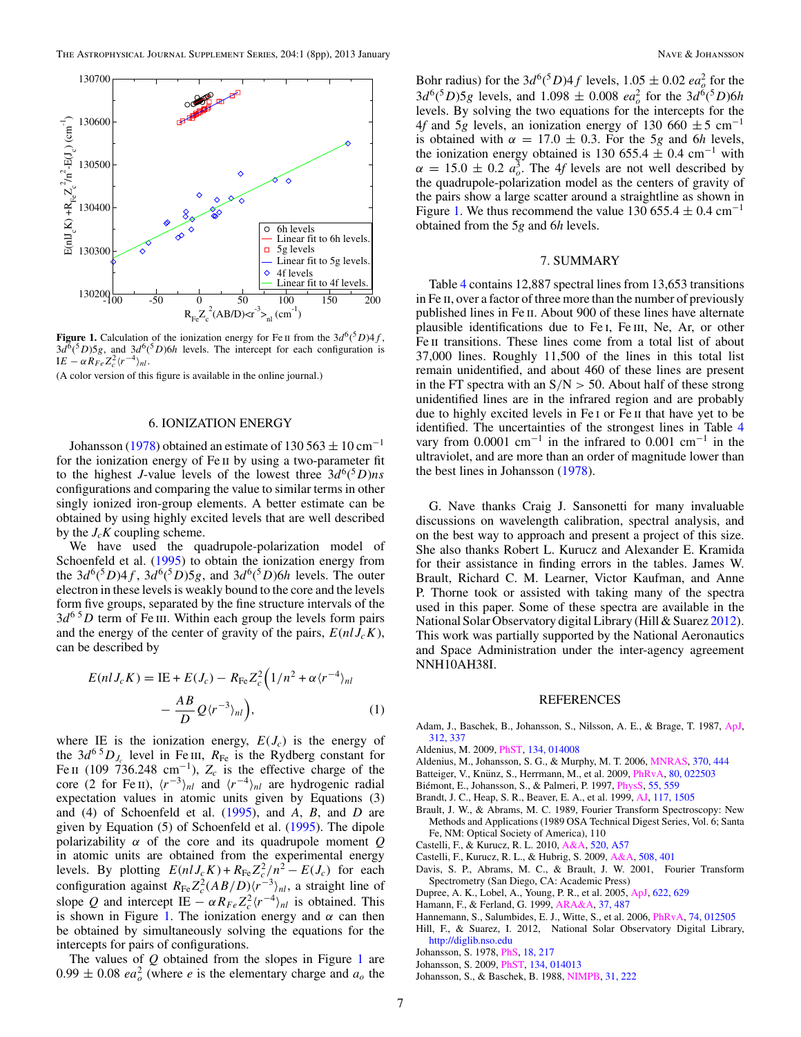**Figure 1.** Calculation of the ionization energy for Fe II from the $3d^6(^5D)4f$, $3d^6(^5D)5g$, and $3d^6(^5D)6h$ levels. The intercept for each configuration is $\text{IE} - \alpha R_{Fe} Z_c^2 \langle r^{-4} \rangle_{nl}$.

(A color version of this figure is available in the online journal.)

## 6. IONIZATION ENERGY

Johansson (1978) obtained an estimate of 130 563 ± 10 cm$^{-1}$ for the ionization energy of Fe II by using a two-parameter fit to the highest $J$-value levels of the lowest three $3d^6(^5D)ns$ configurations and comparing the value to similar terms in other singly ionized iron-group elements. A better estimate can be obtained by using highly excited levels that are well described by the $J_cK$ coupling scheme.

We have used the quadrupole-polarization model of Schoenfeld et al. (1995) to obtain the ionization energy from the $3d^6(^5D)4f$, $3d^6(^5D)5g$, and $3d^6(^5D)6h$ levels. The outer electron in these levels is weakly bound to the core and the levels form five groups, separated by the fine structure intervals of the $3d^6\,^5D$ term of Fe III. Within each group the levels form pairs and the energy of the center of gravity of the pairs, $E(nlJ_cK)$, can be described by

$$E(nlJ_cK) = \text{IE} + E(J_c) - R_{\text{Fe}} Z_c^2 \Big( 1/n^2 + \alpha \langle r^{-4} \rangle_{nl} - \frac{AB}{D} Q \langle r^{-3} \rangle_{nl} \Big), \tag{1}$$

where IE is the ionization energy, $E(J_c)$ is the energy of the $3d^6\,^5D_{J_c}$ level in Fe III, $R_{\text{Fe}}$ is the Rydberg constant for Fe II (109 736.248 cm$^{-1}$), $Z_c$ is the effective charge of the core (2 for Fe II), $\langle r^{-3} \rangle_{nl}$ and $\langle r^{-4} \rangle_{nl}$ are hydrogenic radial expectation values in atomic units given by Equations (3) and (4) of Schoenfeld et al. (1995), and $A$, $B$, and $D$ are given by Equation (5) of Schoenfeld et al. (1995). The dipole polarizability $\alpha$ of the core and its quadrupole moment $Q$ in atomic units are obtained from the experimental energy levels. By plotting $E(nlJ_cK) + R_{\text{Fe}} Z_c^2/n^2 - E(J_c)$ for each configuration against $R_{\text{Fe}} Z_c^2 (AB/D) \langle r^{-3} \rangle_{nl}$, a straight line of slope $Q$ and intercept $\text{IE} - \alpha R_{Fe} Z_c^2 \langle r^{-4} \rangle_{nl}$ is obtained. This is shown in Figure 1. The ionization energy and $\alpha$ can then be obtained by simultaneously solving the equations for the intercepts for pairs of configurations.

The values of $Q$ obtained from the slopes in Figure 1 are $0.99 \pm 0.08\ ea_o^2$ (where $e$ is the elementary charge and $a_o$ the Bohr radius) for the $3d^6(^5D)4f$ levels, $1.05 \pm 0.02\ ea_o^2$ for the $3d^6(^5D)5g$ levels, and $1.098 \pm 0.008\ ea_o^2$ for the $3d^6(^5D)6h$ levels. By solving the two equations for the intercepts for the $4f$ and $5g$ levels, an ionization energy of 130 660 ± 5 cm$^{-1}$ is obtained with $\alpha = 17.0 \pm 0.3$. For the $5g$ and $6h$ levels, the ionization energy obtained is 130 655.4 ± 0.4 cm$^{-1}$ with $\alpha = 15.0 \pm 0.2\ a_o^3$. The $4f$ levels are not well described by the quadrupole-polarization model as the centers of gravity of the pairs show a large scatter around a straightline as shown in Figure 1. We thus recommend the value 130 655.4 ± 0.4 cm$^{-1}$ obtained from the $5g$ and $6h$ levels.

## 7. SUMMARY

Table 4 contains 12,887 spectral lines from 13,653 transitions in Fe II, over a factor of three more than the number of previously published lines in Fe II. About 900 of these lines have alternate plausible identifications due to Fe I, Fe III, Ne, Ar, or other Fe II transitions. These lines come from a total list of about 37,000 lines. Roughly 11,500 of the lines in this total list remain unidentified, and about 460 of these lines are present in the FT spectra with an S/N > 50. About half of these strong unidentified lines are in the infrared region and are probably due to highly excited levels in Fe I or Fe II that have yet to be identified. The uncertainties of the strongest lines in Table 4 vary from 0.0001 cm$^{-1}$ in the infrared to 0.001 cm$^{-1}$ in the ultraviolet, and are more than an order of magnitude lower than the best lines in Johansson (1978).

G. Nave thanks Craig J. Sansonetti for many invaluable discussions on wavelength calibration, spectral analysis, and on the best way to approach and present a project of this size. She also thanks Robert L. Kurucz and Alexander E. Kramida for their assistance in finding errors in the tables. James W. Brault, Richard C. M. Learner, Victor Kaufman, and Anne P. Thorne took or assisted with taking many of the spectra used in this paper. Some of these spectra are available in the National Solar Observatory digital Library (Hill & Suarez 2012). This work was partially supported by the National Aeronautics and Space Administration under the inter-agency agreement NNH10AH38I.

## REFERENCES

Adam, J., Baschek, B., Johansson, S., Nilsson, A. E., & Brage, T. 1987, ApJ, 312, 337

Aldenius, M. 2009, PhST, 134, 014008

Aldenius, M., Johansson, S. G., & Murphy, M. T. 2006, MNRAS, 370, 444

Batteiger, V., Knünz, S., Herrmann, M., et al. 2009, PhRvA, 80, 022503

Biémont, E., Johansson, S., & Palmeri, P. 1997, PhyS, 55, 559

Brandt, J. C., Heap, S. R., Beaver, E. A., et al. 1999, AJ, 117, 1505

Brault, J. W., & Abrams, M. C. 1989, Fourier Transform Spectroscopy: New Methods and Applications (1989 OSA Technical Digest Series, Vol. 6; Santa Fe, NM: Optical Society of America), 110

Castelli, F., & Kurucz, R. L. 2010, A&A, 520, A57

Castelli, F., Kurucz, R. L., & Hubrig, S. 2009, A&A, 508, 401

Davis, S. P., Abrams, M. C., & Brault, J. W. 2001, Fourier Transform Spectrometry (San Diego, CA: Academic Press)

Dupree, A. K., Lobel, A., Young, P. R., et al. 2005, ApJ, 622, 629

Hamann, F., & Ferland, G. 1999, ARA&A, 37, 487

Hannemann, S., Salumbides, E. J., Witte, S., et al. 2006, PhRvA, 74, 012505

Hill, F., & Suarez, I. 2012, National Solar Observatory Digital Library, http://diglib.nso.edu

Johansson, S. 1978, PhS, 18, 217

Johansson, S. 2009, PhST, 134, 014013

Johansson, S., & Baschek, B. 1988, NIMPB, 31, 222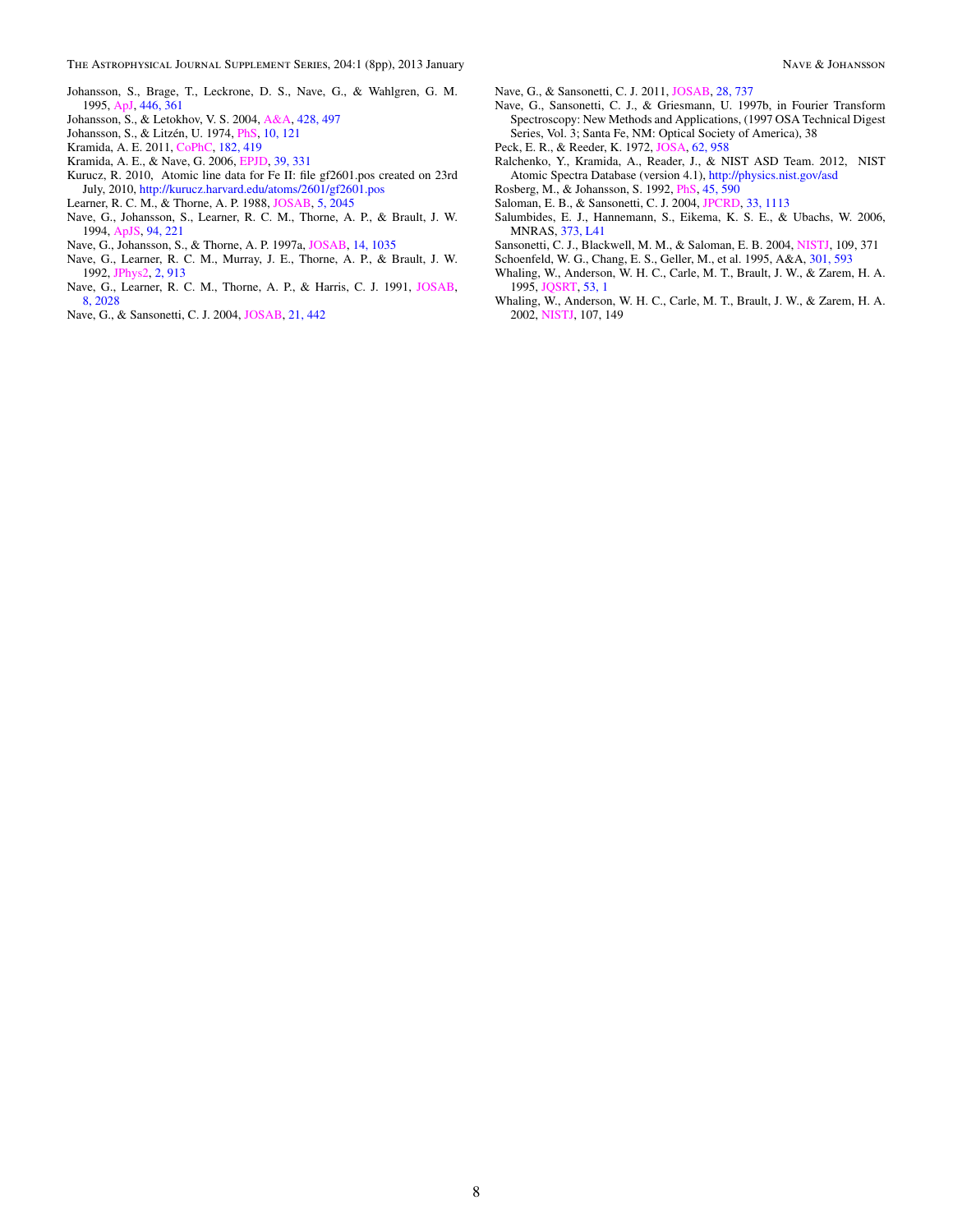Johansson, S., Brage, T., Leckrone, D. S., Nave, G., & Wahlgren, G. M. 1995, ApJ, 446, 361

Johansson, S., & Letokhov, V. S. 2004, A&A, 428, 497

Johansson, S., & Litzén, U. 1974, PhS, 10, 121

Kramida, A. E. 2011, CoPhC, 182, 419

Kramida, A. E., & Nave, G. 2006, EPJD, 39, 331

Kurucz, R. 2010, Atomic line data for Fe II: file gf2601.pos created on 23rd July, 2010, http://kurucz.harvard.edu/atoms/2601/gf2601.pos

Learner, R. C. M., & Thorne, A. P. 1988, JOSAB, 5, 2045

Nave, G., Johansson, S., Learner, R. C. M., Thorne, A. P., & Brault, J. W. 1994, ApJS, 94, 221

Nave, G., Johansson, S., & Thorne, A. P. 1997a, JOSAB, 14, 1035

Nave, G., Learner, R. C. M., Murray, J. E., Thorne, A. P., & Brault, J. W. 1992, JPhys2, 2, 913

Nave, G., Learner, R. C. M., Thorne, A. P., & Harris, C. J. 1991, JOSAB, 8, 2028

Nave, G., & Sansonetti, C. J. 2004, JOSAB, 21, 442

Nave, G., & Sansonetti, C. J. 2011, JOSAB, 28, 737

Nave, G., Sansonetti, C. J., & Griesmann, U. 1997b, in Fourier Transform Spectroscopy: New Methods and Applications, (1997 OSA Technical Digest Series, Vol. 3; Santa Fe, NM: Optical Society of America), 38

Peck, E. R., & Reeder, K. 1972, JOSA, 62, 958

Ralchenko, Y., Kramida, A., Reader, J., & NIST ASD Team. 2012, NIST Atomic Spectra Database (version 4.1), http://physics.nist.gov/asd

Rosberg, M., & Johansson, S. 1992, PhS, 45, 590

Saloman, E. B., & Sansonetti, C. J. 2004, JPCRD, 33, 1113

Salumbides, E. J., Hannemann, S., Eikema, K. S. E., & Ubachs, W. 2006, MNRAS, 373, L41

Sansonetti, C. J., Blackwell, M. M., & Saloman, E. B. 2004, NISTJ, 109, 371

Schoenfeld, W. G., Chang, E. S., Geller, M., et al. 1995, A&A, 301, 593

Whaling, W., Anderson, W. H. C., Carle, M. T., Brault, J. W., & Zarem, H. A. 1995, JQSRT, 53, 1

Whaling, W., Anderson, W. H. C., Carle, M. T., Brault, J. W., & Zarem, H. A. 2002, NISTJ, 107, 149